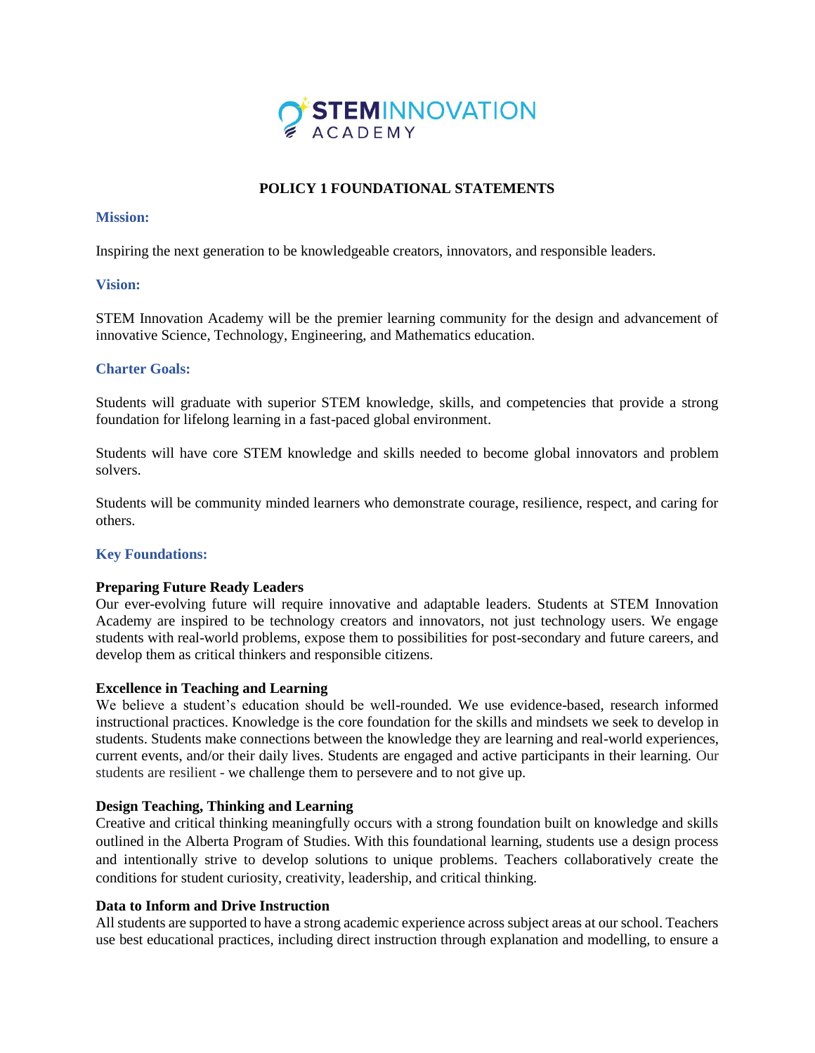STEM INNOVATION ACADEMY

# POLICY 1 FOUNDATIONAL STATEMENTS

## Mission:

Inspiring the next generation to be knowledgeable creators, innovators, and responsible leaders.

## Vision:

STEM Innovation Academy will be the premier learning community for the design and advancement of innovative Science, Technology, Engineering, and Mathematics education.

## Charter Goals:

Students will graduate with superior STEM knowledge, skills, and competencies that provide a strong foundation for lifelong learning in a fast-paced global environment.

Students will have core STEM knowledge and skills needed to become global innovators and problem solvers.

Students will be community minded learners who demonstrate courage, resilience, respect, and caring for others.

## Key Foundations:

**Preparing Future Ready Leaders**
Our ever-evolving future will require innovative and adaptable leaders. Students at STEM Innovation Academy are inspired to be technology creators and innovators, not just technology users. We engage students with real-world problems, expose them to possibilities for post-secondary and future careers, and develop them as critical thinkers and responsible citizens.

**Excellence in Teaching and Learning**
We believe a student's education should be well-rounded. We use evidence-based, research informed instructional practices. Knowledge is the core foundation for the skills and mindsets we seek to develop in students. Students make connections between the knowledge they are learning and real-world experiences, current events, and/or their daily lives. Students are engaged and active participants in their learning. Our students are resilient - we challenge them to persevere and to not give up.

**Design Teaching, Thinking and Learning**
Creative and critical thinking meaningfully occurs with a strong foundation built on knowledge and skills outlined in the Alberta Program of Studies. With this foundational learning, students use a design process and intentionally strive to develop solutions to unique problems. Teachers collaboratively create the conditions for student curiosity, creativity, leadership, and critical thinking.

**Data to Inform and Drive Instruction**
All students are supported to have a strong academic experience across subject areas at our school. Teachers use best educational practices, including direct instruction through explanation and modelling, to ensure a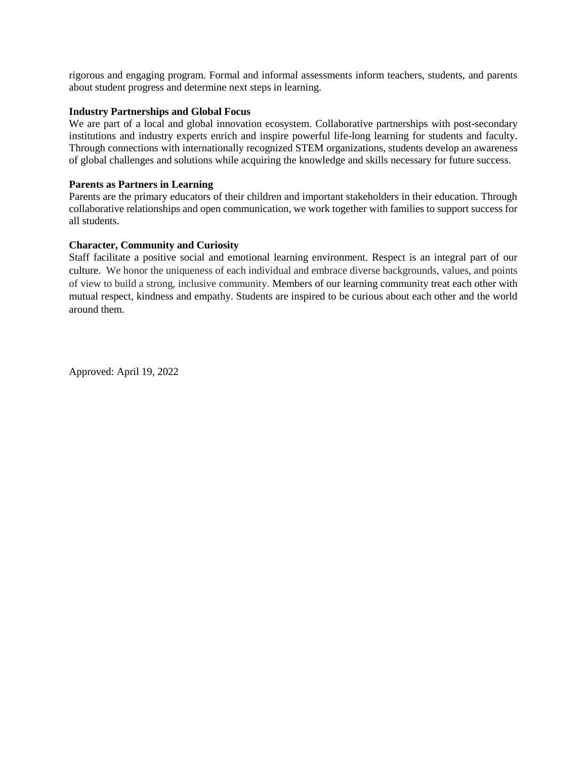rigorous and engaging program. Formal and informal assessments inform teachers, students, and parents about student progress and determine next steps in learning.

**Industry Partnerships and Global Focus**

We are part of a local and global innovation ecosystem. Collaborative partnerships with post-secondary institutions and industry experts enrich and inspire powerful life-long learning for students and faculty. Through connections with internationally recognized STEM organizations, students develop an awareness of global challenges and solutions while acquiring the knowledge and skills necessary for future success.

**Parents as Partners in Learning**

Parents are the primary educators of their children and important stakeholders in their education. Through collaborative relationships and open communication, we work together with families to support success for all students.

**Character, Community and Curiosity**

Staff facilitate a positive social and emotional learning environment. Respect is an integral part of our culture. We honor the uniqueness of each individual and embrace diverse backgrounds, values, and points of view to build a strong, inclusive community. Members of our learning community treat each other with mutual respect, kindness and empathy. Students are inspired to be curious about each other and the world around them.

Approved: April 19, 2022